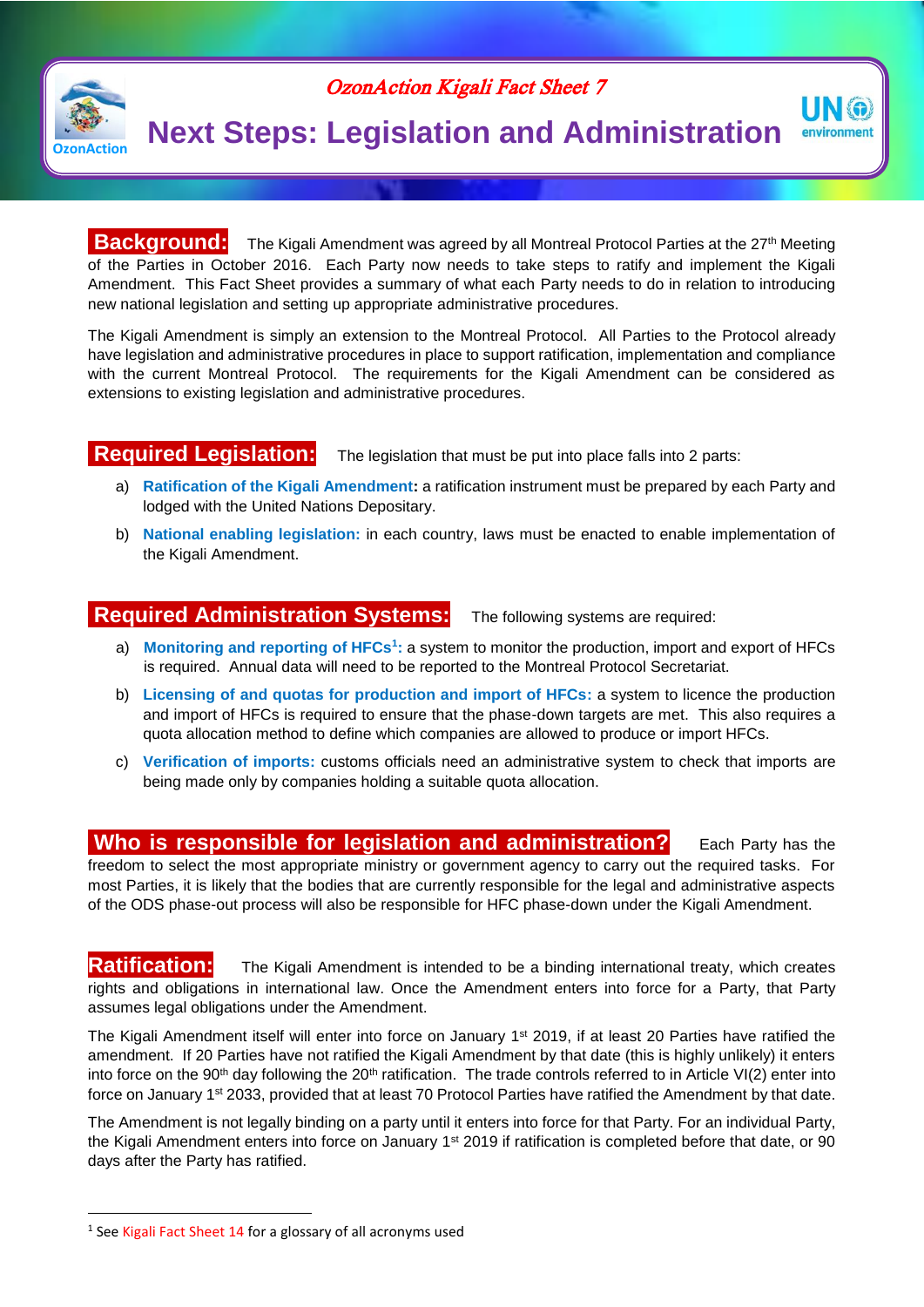*OzonAction Kigali Fact Sheet 7*

# Next Steps: Legislation and Administration

**Background:** The Kigali Amendment was agreed by all Montreal Protocol Parties at the 27th Meeting of the Parties in October 2016. Each Party now needs to take steps to ratify and implement the Kigali Amendment. This Fact Sheet provides a summary of what each Party needs to do in relation to introducing new national legislation and setting up appropriate administrative procedures.

The Kigali Amendment is simply an extension to the Montreal Protocol. All Parties to the Protocol already have legislation and administrative procedures in place to support ratification, implementation and compliance with the current Montreal Protocol. The requirements for the Kigali Amendment can be considered as extensions to existing legislation and administrative procedures.

**Required Legislation:** The legislation that must be put into place falls into 2 parts:

a) **Ratification of the Kigali Amendment:** a ratification instrument must be prepared by each Party and lodged with the United Nations Depositary.

b) **National enabling legislation:** in each country, laws must be enacted to enable implementation of the Kigali Amendment.

**Required Administration Systems:** The following systems are required:

a) **Monitoring and reporting of HFCs[1]:** a system to monitor the production, import and export of HFCs is required. Annual data will need to be reported to the Montreal Protocol Secretariat.

b) **Licensing of and quotas for production and import of HFCs:** a system to licence the production and import of HFCs is required to ensure that the phase-down targets are met. This also requires a quota allocation method to define which companies are allowed to produce or import HFCs.

c) **Verification of imports:** customs officials need an administrative system to check that imports are being made only by companies holding a suitable quota allocation.

**Who is responsible for legislation and administration?** Each Party has the freedom to select the most appropriate ministry or government agency to carry out the required tasks. For most Parties, it is likely that the bodies that are currently responsible for the legal and administrative aspects of the ODS phase-out process will also be responsible for HFC phase-down under the Kigali Amendment.

**Ratification:** The Kigali Amendment is intended to be a binding international treaty, which creates rights and obligations in international law. Once the Amendment enters into force for a Party, that Party assumes legal obligations under the Amendment.

The Kigali Amendment itself will enter into force on January 1st 2019, if at least 20 Parties have ratified the amendment. If 20 Parties have not ratified the Kigali Amendment by that date (this is highly unlikely) it enters into force on the 90th day following the 20th ratification. The trade controls referred to in Article VI(2) enter into force on January 1st 2033, provided that at least 70 Protocol Parties have ratified the Amendment by that date.

The Amendment is not legally binding on a party until it enters into force for that Party. For an individual Party, the Kigali Amendment enters into force on January 1st 2019 if ratification is completed before that date, or 90 days after the Party has ratified.

---

[1] See Kigali Fact Sheet 14 for a glossary of all acronyms used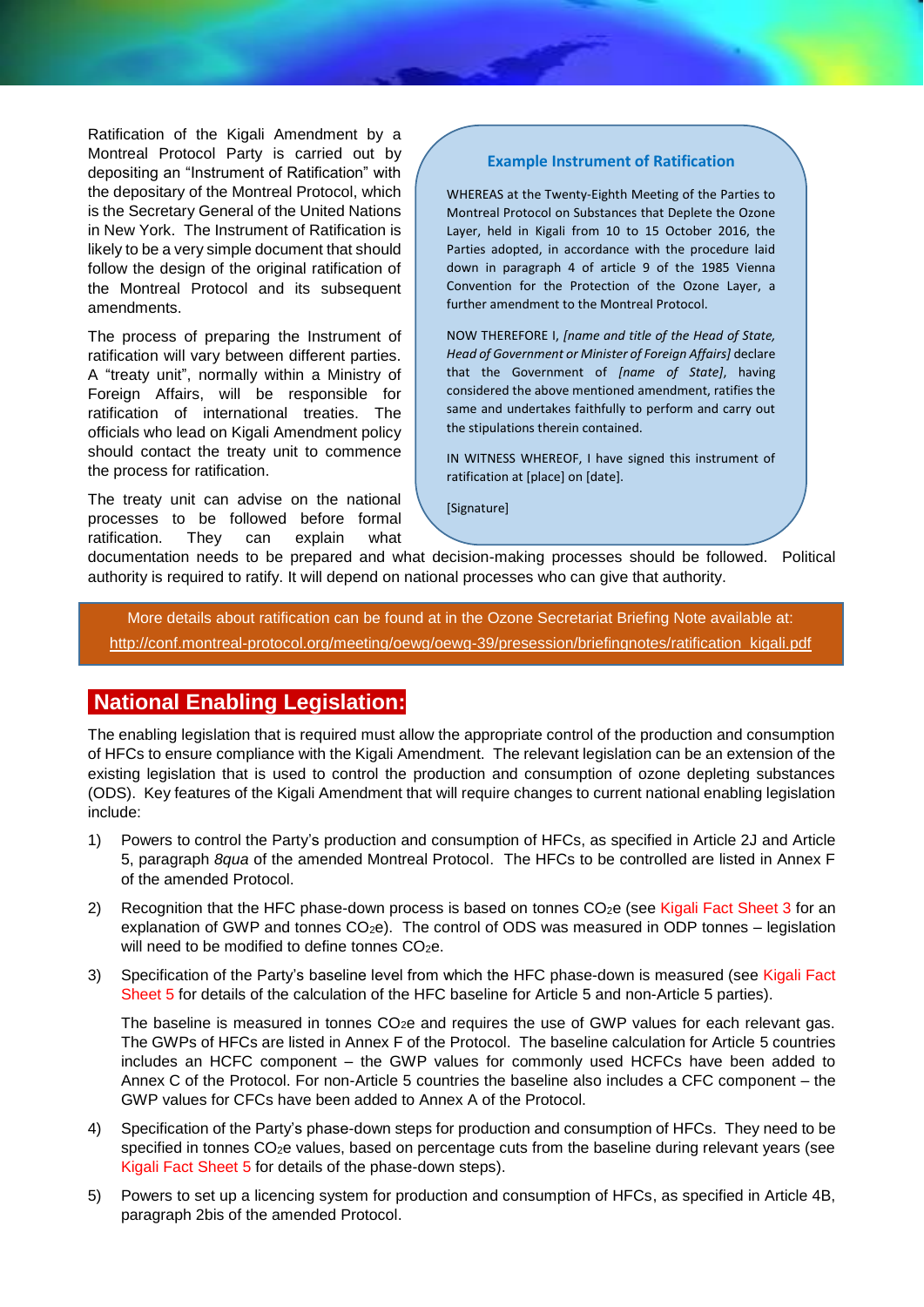Ratification of the Kigali Amendment by a Montreal Protocol Party is carried out by depositing an "Instrument of Ratification" with the depositary of the Montreal Protocol, which is the Secretary General of the United Nations in New York. The Instrument of Ratification is likely to be a very simple document that should follow the design of the original ratification of the Montreal Protocol and its subsequent amendments.

The process of preparing the Instrument of ratification will vary between different parties. A "treaty unit", normally within a Ministry of Foreign Affairs, will be responsible for ratification of international treaties. The officials who lead on Kigali Amendment policy should contact the treaty unit to commence the process for ratification.

The treaty unit can advise on the national processes to be followed before formal ratification. They can explain what documentation needs to be prepared and what decision-making processes should be followed. Political authority is required to ratify. It will depend on national processes who can give that authority.

> **Example Instrument of Ratification**
>
> WHEREAS at the Twenty-Eighth Meeting of the Parties to Montreal Protocol on Substances that Deplete the Ozone Layer, held in Kigali from 10 to 15 October 2016, the Parties adopted, in accordance with the procedure laid down in paragraph 4 of article 9 of the 1985 Vienna Convention for the Protection of the Ozone Layer, a further amendment to the Montreal Protocol.
>
> NOW THEREFORE I, *[name and title of the Head of State, Head of Government or Minister of Foreign Affairs]* declare that the Government of *[name of State]*, having considered the above mentioned amendment, ratifies the same and undertakes faithfully to perform and carry out the stipulations therein contained.
>
> IN WITNESS WHEREOF, I have signed this instrument of ratification at [place] on [date].
>
> [Signature]

More details about ratification can be found at in the Ozone Secretariat Briefing Note available at: http://conf.montreal-protocol.org/meeting/oewg/oewg-39/presession/briefingnotes/ratification_kigali.pdf

## National Enabling Legislation:

The enabling legislation that is required must allow the appropriate control of the production and consumption of HFCs to ensure compliance with the Kigali Amendment. The relevant legislation can be an extension of the existing legislation that is used to control the production and consumption of ozone depleting substances (ODS). Key features of the Kigali Amendment that will require changes to current national enabling legislation include:

1) Powers to control the Party's production and consumption of HFCs, as specified in Article 2J and Article 5, paragraph *8qua* of the amended Montreal Protocol. The HFCs to be controlled are listed in Annex F of the amended Protocol.

2) Recognition that the HFC phase-down process is based on tonnes $CO_2e$ (see Kigali Fact Sheet 3 for an explanation of GWP and tonnes $CO_2e$). The control of ODS was measured in ODP tonnes – legislation will need to be modified to define tonnes $CO_2e$.

3) Specification of the Party's baseline level from which the HFC phase-down is measured (see Kigali Fact Sheet 5 for details of the calculation of the HFC baseline for Article 5 and non-Article 5 parties).

   The baseline is measured in tonnes $CO_2e$ and requires the use of GWP values for each relevant gas. The GWPs of HFCs are listed in Annex F of the Protocol. The baseline calculation for Article 5 countries includes an HCFC component – the GWP values for commonly used HCFCs have been added to Annex C of the Protocol. For non-Article 5 countries the baseline also includes a CFC component – the GWP values for CFCs have been added to Annex A of the Protocol.

4) Specification of the Party's phase-down steps for production and consumption of HFCs. They need to be specified in tonnes $CO_2e$ values, based on percentage cuts from the baseline during relevant years (see Kigali Fact Sheet 5 for details of the phase-down steps).

5) Powers to set up a licencing system for production and consumption of HFCs, as specified in Article 4B, paragraph 2bis of the amended Protocol.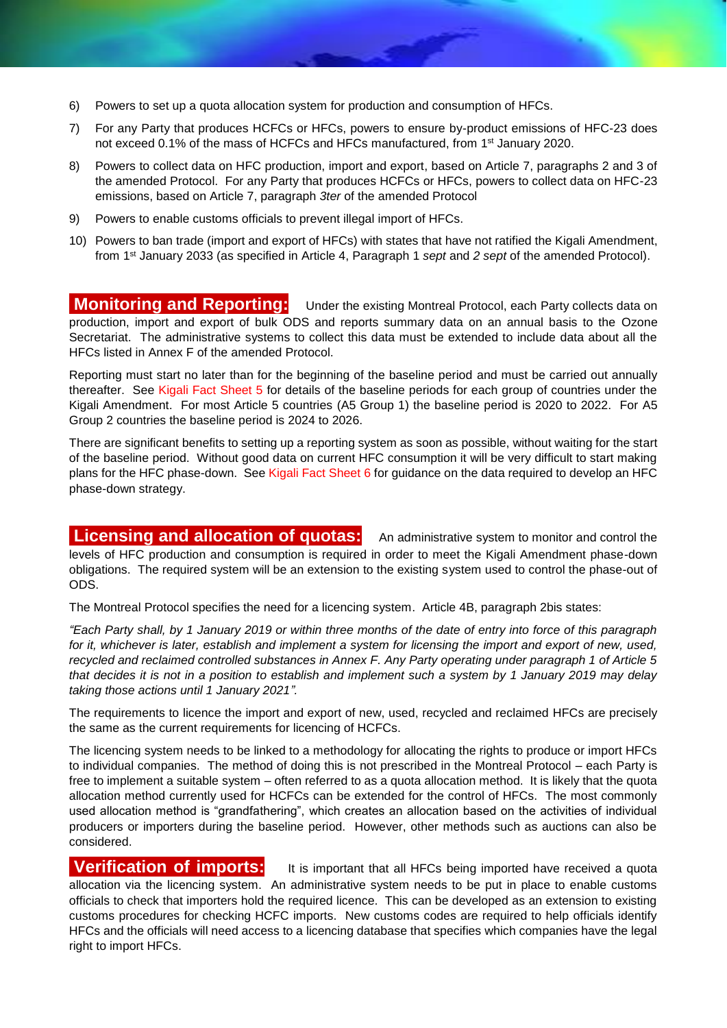6) Powers to set up a quota allocation system for production and consumption of HFCs.
7) For any Party that produces HCFCs or HFCs, powers to ensure by-product emissions of HFC-23 does not exceed 0.1% of the mass of HCFCs and HFCs manufactured, from 1st January 2020.
8) Powers to collect data on HFC production, import and export, based on Article 7, paragraphs 2 and 3 of the amended Protocol. For any Party that produces HCFCs or HFCs, powers to collect data on HFC-23 emissions, based on Article 7, paragraph *3ter* of the amended Protocol
9) Powers to enable customs officials to prevent illegal import of HFCs.
10) Powers to ban trade (import and export of HFCs) with states that have not ratified the Kigali Amendment, from 1st January 2033 (as specified in Article 4, Paragraph 1 *sept* and *2 sept* of the amended Protocol).

## Monitoring and Reporting:

Under the existing Montreal Protocol, each Party collects data on production, import and export of bulk ODS and reports summary data on an annual basis to the Ozone Secretariat. The administrative systems to collect this data must be extended to include data about all the HFCs listed in Annex F of the amended Protocol.

Reporting must start no later than for the beginning of the baseline period and must be carried out annually thereafter. See Kigali Fact Sheet 5 for details of the baseline periods for each group of countries under the Kigali Amendment. For most Article 5 countries (A5 Group 1) the baseline period is 2020 to 2022. For A5 Group 2 countries the baseline period is 2024 to 2026.

There are significant benefits to setting up a reporting system as soon as possible, without waiting for the start of the baseline period. Without good data on current HFC consumption it will be very difficult to start making plans for the HFC phase-down. See Kigali Fact Sheet 6 for guidance on the data required to develop an HFC phase-down strategy.

## Licensing and allocation of quotas:

An administrative system to monitor and control the levels of HFC production and consumption is required in order to meet the Kigali Amendment phase-down obligations. The required system will be an extension to the existing system used to control the phase-out of ODS.

The Montreal Protocol specifies the need for a licencing system. Article 4B, paragraph 2bis states:

*"Each Party shall, by 1 January 2019 or within three months of the date of entry into force of this paragraph for it, whichever is later, establish and implement a system for licensing the import and export of new, used, recycled and reclaimed controlled substances in Annex F. Any Party operating under paragraph 1 of Article 5 that decides it is not in a position to establish and implement such a system by 1 January 2019 may delay taking those actions until 1 January 2021".*

The requirements to licence the import and export of new, used, recycled and reclaimed HFCs are precisely the same as the current requirements for licencing of HCFCs.

The licencing system needs to be linked to a methodology for allocating the rights to produce or import HFCs to individual companies. The method of doing this is not prescribed in the Montreal Protocol – each Party is free to implement a suitable system – often referred to as a quota allocation method. It is likely that the quota allocation method currently used for HCFCs can be extended for the control of HFCs. The most commonly used allocation method is "grandfathering", which creates an allocation based on the activities of individual producers or importers during the baseline period. However, other methods such as auctions can also be considered.

## Verification of imports:

It is important that all HFCs being imported have received a quota allocation via the licencing system. An administrative system needs to be put in place to enable customs officials to check that importers hold the required licence. This can be developed as an extension to existing customs procedures for checking HCFC imports. New customs codes are required to help officials identify HFCs and the officials will need access to a licencing database that specifies which companies have the legal right to import HFCs.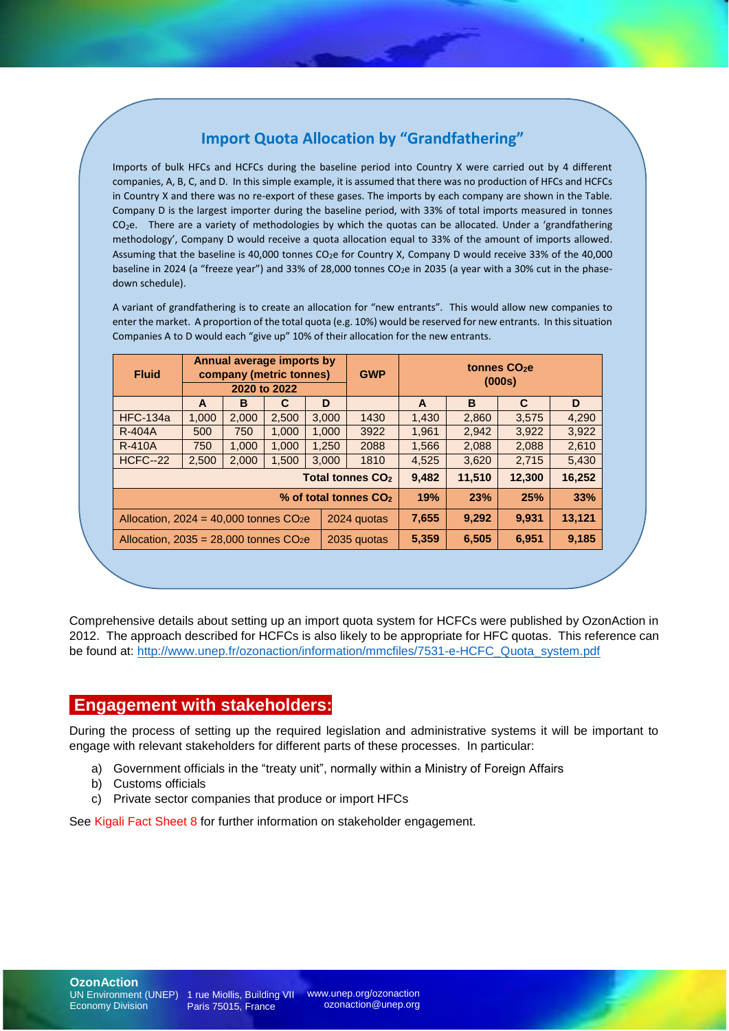## Import Quota Allocation by "Grandfathering"

Imports of bulk HFCs and HCFCs during the baseline period into Country X were carried out by 4 different companies, A, B, C, and D. In this simple example, it is assumed that there was no production of HFCs and HCFCs in Country X and there was no re-export of these gases. The imports by each company are shown in the Table. Company D is the largest importer during the baseline period, with 33% of total imports measured in tonnes $CO_2e$. There are a variety of methodologies by which the quotas can be allocated. Under a 'grandfathering methodology', Company D would receive a quota allocation equal to 33% of the amount of imports allowed. Assuming that the baseline is 40,000 tonnes $CO_2e$ for Country X, Company D would receive 33% of the 40,000 baseline in 2024 (a "freeze year") and 33% of 28,000 tonnes $CO_2e$ in 2035 (a year with a 30% cut in the phase-down schedule).

A variant of grandfathering is to create an allocation for "new entrants". This would allow new companies to enter the market. A proportion of the total quota (e.g. 10%) would be reserved for new entrants. In this situation Companies A to D would each "give up" 10% of their allocation for the new entrants.

| Fluid | Annual average imports by company (metric tonnes) 2020 to 2022 | | | | GWP | tonnes $CO_2e$ (000s) | | | |
|---|---|---|---|---|---|---|---|---|---|
| | A | B | C | D | | A | B | C | D |
| HFC-134a | 1,000 | 2,000 | 2,500 | 3,000 | 1430 | 1,430 | 2,860 | 3,575 | 4,290 |
| R-404A | 500 | 750 | 1,000 | 1,000 | 3922 | 1,961 | 2,942 | 3,922 | 3,922 |
| R-410A | 750 | 1,000 | 1,000 | 1,250 | 2088 | 1,566 | 2,088 | 2,088 | 2,610 |
| HCFC--22 | 2,500 | 2,000 | 1,500 | 3,000 | 1810 | 4,525 | 3,620 | 2,715 | 5,430 |
| | | | | | **Total tonnes $CO_2$** | **9,482** | **11,510** | **12,300** | **16,252** |
| | | | | | **% of total tonnes $CO_2$** | **19%** | **23%** | **25%** | **33%** |
| Allocation, 2024 = 40,000 tonnes $CO_2e$ | | | | | 2024 quotas | **7,655** | **9,292** | **9,931** | **13,121** |
| Allocation, 2035 = 28,000 tonnes $CO_2e$ | | | | | 2035 quotas | **5,359** | **6,505** | **6,951** | **9,185** |

Comprehensive details about setting up an import quota system for HCFCs were published by OzonAction in 2012. The approach described for HCFCs is also likely to be appropriate for HFC quotas. This reference can be found at: http://www.unep.fr/ozonaction/information/mmcfiles/7531-e-HCFC_Quota_system.pdf

## Engagement with stakeholders:

During the process of setting up the required legislation and administrative systems it will be important to engage with relevant stakeholders for different parts of these processes. In particular:

a) Government officials in the "treaty unit", normally within a Ministry of Foreign Affairs
b) Customs officials
c) Private sector companies that produce or import HFCs

See Kigali Fact Sheet 8 for further information on stakeholder engagement.

**OzonAction**
UN Environment (UNEP) Economy Division
1 rue Miollis, Building VII Paris 75015, France
www.unep.org/ozonaction
ozonaction@unep.org